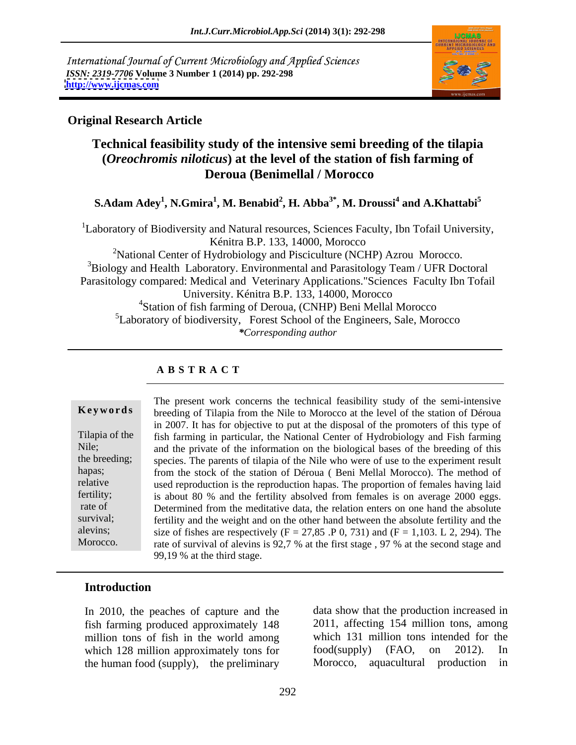International Journal of Current Microbiology and Applied Sciences
*ISSN: 2319-7706* **Volume 3 Number 1 (2014) pp. 292-298**
**http://www.ijcmas.com**

**Original Research Article**

# Technical feasibility study of the intensive semi breeding of the tilapia (*Oreochromis niloticus*) at the level of the station of fish farming of Deroua (Benimellal / Morocco

**S.Adam Adey[1], N.Gmira[1], M. Benabid[2], H. Abba[3*], M. Droussi[4] and A.Khattabi[5]**

[1]Laboratory of Biodiversity and Natural resources, Sciences Faculty, Ibn Tofail University, Kénitra B.P. 133, 14000, Morocco

[2]National Center of Hydrobiology and Pisciculture (NCHP) Azrou Morocco.

[3]Biology and Health Laboratory. Environmental and Parasitology Team / UFR Doctoral Parasitology compared: Medical and Veterinary Applications."Sciences Faculty Ibn Tofail University. Kénitra B.P. 133, 14000, Morocco

[4]Station of fish farming of Deroua, (CNHP) Beni Mellal Morocco

[5]Laboratory of biodiversity, Forest School of the Engineers, Sale, Morocco

***Corresponding author**

## A B S T R A C T

**Keywords**

Tilapia of the Nile; the breeding; hapas; relative fertility; rate of survival; alevins; Morocco.

The present work concerns the technical feasibility study of the semi-intensive breeding of Tilapia from the Nile to Morocco at the level of the station of Déroua in 2007. It has for objective to put at the disposal of the promoters of this type of fish farming in particular, the National Center of Hydrobiology and Fish farming and the private of the information on the biological bases of the breeding of this species. The parents of tilapia of the Nile who were of use to the experiment result from the stock of the station of Déroua ( Beni Mellal Morocco). The method of used reproduction is the reproduction hapas. The proportion of females having laid is about 80 % and the fertility absolved from females is on average 2000 eggs. Determined from the meditative data, the relation enters on one hand the absolute fertility and the weight and on the other hand between the absolute fertility and the size of fishes are respectively (F = 27,85 .P 0, 731) and (F = 1,103. L 2, 294). The rate of survival of alevins is 92,7 % at the first stage , 97 % at the second stage and 99,19 % at the third stage.

## Introduction

In 2010, the peaches of capture and the fish farming produced approximately 148 million tons of fish in the world among which 128 million approximately tons for the human food (supply), the preliminary data show that the production increased in 2011, affecting 154 million tons, among which 131 million tons intended for the food(supply) (FAO, on 2012). In Morocco, aquacultural production in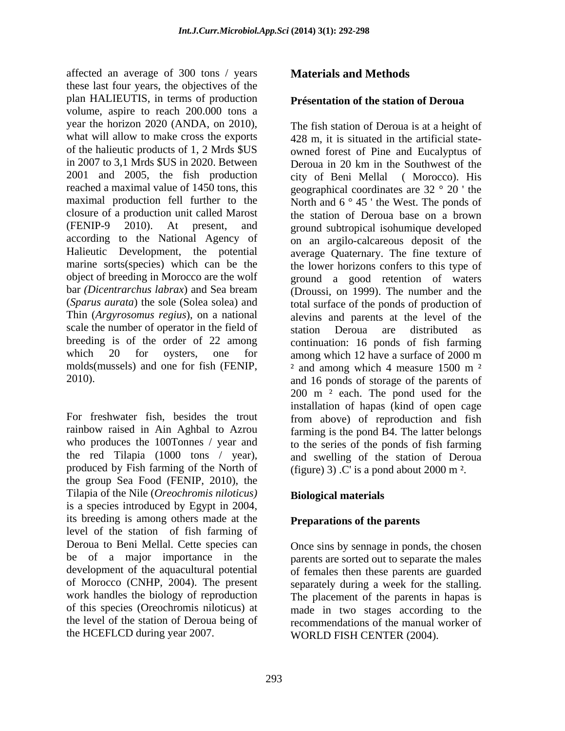affected an average of 300 tons / years these last four years, the objectives of the plan HALIEUTIS, in terms of production volume, aspire to reach 200.000 tons a year the horizon 2020 (ANDA, on 2010), what will allow to make cross the exports of the halieutic products of 1, 2 Mrds $US in 2007 to 3,1 Mrds $US in 2020. Between 2001 and 2005, the fish production reached a maximal value of 1450 tons, this maximal production fell further to the closure of a production unit called Marost (FENIP-9 2010). At present, and according to the National Agency of Halieutic Development, the potential marine sorts(species) which can be the object of breeding in Morocco are the wolf bar *(Dicentrarchus labrax*) and Sea bream (*Sparus aurata*) the sole (Solea solea) and Thin (*Argyrosomus regius*), on a national scale the number of operator in the field of breeding is of the order of 22 among which 20 for oysters, one for molds(mussels) and one for fish (FENIP, 2010).

For freshwater fish, besides the trout rainbow raised in Ain Aghbal to Azrou who produces the 100Tonnes / year and the red Tilapia (1000 tons / year), produced by Fish farming of the North of the group Sea Food (FENIP, 2010), the Tilapia of the Nile (*Oreochromis niloticus)* is a species introduced by Egypt in 2004, its breeding is among others made at the level of the station of fish farming of Deroua to Beni Mellal. Cette species can be of a major importance in the development of the aquacultural potential of Morocco (CNHP, 2004). The present work handles the biology of reproduction of this species (Oreochromis niloticus) at the level of the station of Deroua being of the HCEFLCD during year 2007.

## Materials and Methods

### Présentation of the station of Deroua

The fish station of Deroua is at a height of 428 m, it is situated in the artificial state-owned forest of Pine and Eucalyptus of Deroua in 20 km in the Southwest of the city of Beni Mellal ( Morocco). His geographical coordinates are 32 ° 20 ' the North and 6 ° 45 ' the West. The ponds of the station of Deroua base on a brown ground subtropical isohumique developed on an argilo-calcareous deposit of the average Quaternary. The fine texture of the lower horizons confers to this type of ground a good retention of waters (Droussi, on 1999). The number and the total surface of the ponds of production of alevins and parents at the level of the station Deroua are distributed as continuation: 16 ponds of fish farming among which 12 have a surface of 2000 m ² and among which 4 measure 1500 m ² and 16 ponds of storage of the parents of 200 m ² each. The pond used for the installation of hapas (kind of open cage from above) of reproduction and fish farming is the pond B4. The latter belongs to the series of the ponds of fish farming and swelling of the station of Deroua (figure) 3) .C' is a pond about 2000 m ².

### Biological materials

### Preparations of the parents

Once sins by sennage in ponds, the chosen parents are sorted out to separate the males of females then these parents are guarded separately during a week for the stalling. The placement of the parents in hapas is made in two stages according to the recommendations of the manual worker of WORLD FISH CENTER (2004).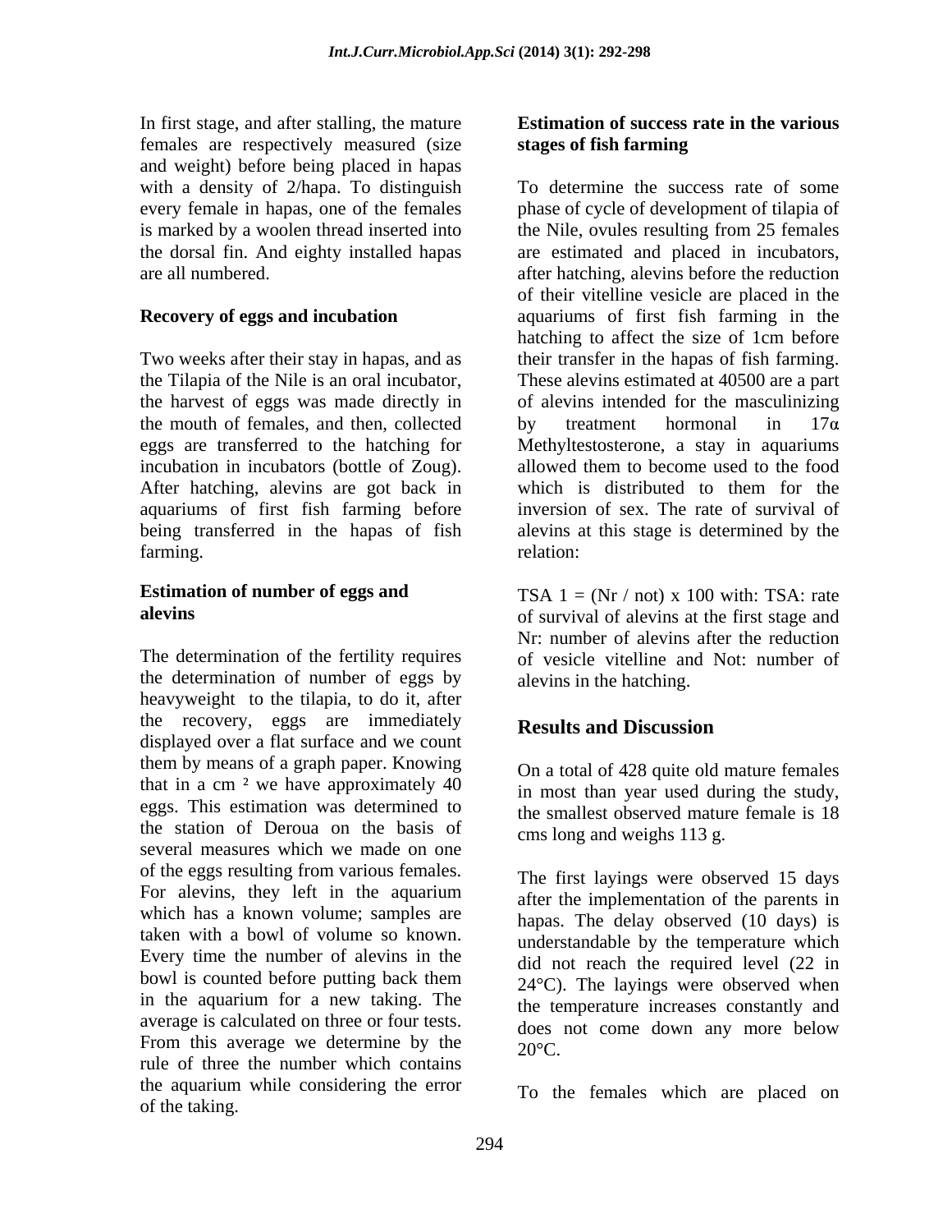In first stage, and after stalling, the mature females are respectively measured (size and weight) before being placed in hapas with a density of 2/hapa. To distinguish every female in hapas, one of the females is marked by a woolen thread inserted into the dorsal fin. And eighty installed hapas are all numbered.

**Recovery of eggs and incubation**

Two weeks after their stay in hapas, and as the Tilapia of the Nile is an oral incubator, the harvest of eggs was made directly in the mouth of females, and then, collected eggs are transferred to the hatching for incubation in incubators (bottle of Zoug). After hatching, alevins are got back in aquariums of first fish farming before being transferred in the hapas of fish farming.

**Estimation of number of eggs and alevins**

The determination of the fertility requires the determination of number of eggs by heavyweight to the tilapia, to do it, after the recovery, eggs are immediately displayed over a flat surface and we count them by means of a graph paper. Knowing that in a cm ² we have approximately 40 eggs. This estimation was determined to the station of Deroua on the basis of several measures which we made on one of the eggs resulting from various females. For alevins, they left in the aquarium which has a known volume; samples are taken with a bowl of volume so known. Every time the number of alevins in the bowl is counted before putting back them in the aquarium for a new taking. The average is calculated on three or four tests. From this average we determine by the rule of three the number which contains the aquarium while considering the error of the taking.

**Estimation of success rate in the various stages of fish farming**

To determine the success rate of some phase of cycle of development of tilapia of the Nile, ovules resulting from 25 females are estimated and placed in incubators, after hatching, alevins before the reduction of their vitelline vesicle are placed in the aquariums of first fish farming in the hatching to affect the size of 1cm before their transfer in the hapas of fish farming. These alevins estimated at 40500 are a part of alevins intended for the masculinizing by treatment hormonal in 17α Methyltestosterone, a stay in aquariums allowed them to become used to the food which is distributed to them for the inversion of sex. The rate of survival of alevins at this stage is determined by the relation:

TSA 1 = (Nr / not) x 100 with: TSA: rate of survival of alevins at the first stage and Nr: number of alevins after the reduction of vesicle vitelline and Not: number of alevins in the hatching.

## Results and Discussion

On a total of 428 quite old mature females in most than year used during the study, the smallest observed mature female is 18 cms long and weighs 113 g.

The first layings were observed 15 days after the implementation of the parents in hapas. The delay observed (10 days) is understandable by the temperature which did not reach the required level (22 in 24°C). The layings were observed when the temperature increases constantly and does not come down any more below 20°C.

To the females which are placed on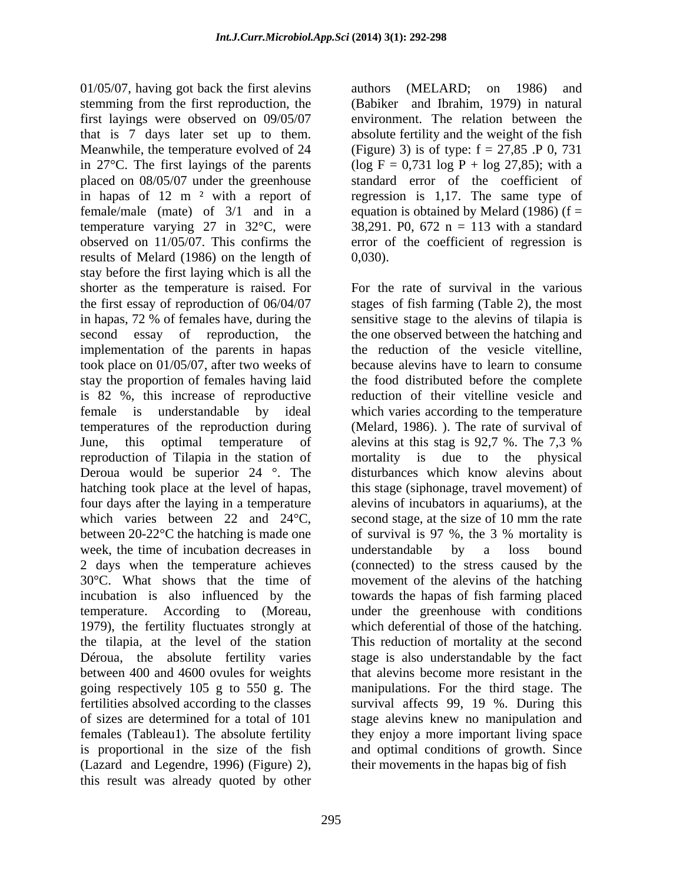01/05/07, having got back the first alevins stemming from the first reproduction, the first layings were observed on 09/05/07 that is 7 days later set up to them. Meanwhile, the temperature evolved of 24 in 27°C. The first layings of the parents placed on 08/05/07 under the greenhouse in hapas of 12 m ² with a report of female/male (mate) of 3/1 and in a temperature varying 27 in 32°C, were observed on 11/05/07. This confirms the results of Melard (1986) on the length of stay before the first laying which is all the shorter as the temperature is raised. For the first essay of reproduction of 06/04/07 in hapas, 72 % of females have, during the second essay of reproduction, the implementation of the parents in hapas took place on 01/05/07, after two weeks of stay the proportion of females having laid is 82 %, this increase of reproductive female is understandable by ideal temperatures of the reproduction during June, this optimal temperature of reproduction of Tilapia in the station of Deroua would be superior 24 °. The hatching took place at the level of hapas, four days after the laying in a temperature which varies between 22 and 24°C, between 20-22°C the hatching is made one week, the time of incubation decreases in 2 days when the temperature achieves 30°C. What shows that the time of incubation is also influenced by the temperature. According to (Moreau, 1979), the fertility fluctuates strongly at the tilapia, at the level of the station Déroua, the absolute fertility varies between 400 and 4600 ovules for weights going respectively 105 g to 550 g. The fertilities absolved according to the classes of sizes are determined for a total of 101 females (Tableau1). The absolute fertility is proportional in the size of the fish (Lazard and Legendre, 1996) (Figure) 2), this result was already quoted by other authors (MELARD; on 1986) and (Babiker and Ibrahim, 1979) in natural environment. The relation between the absolute fertility and the weight of the fish (Figure) 3) is of type: $f = 27{,}85 .P^{0,731}$ ($\log F = 0{,}731 \log P + \log 27{,}85$); with a standard error of the coefficient of regression is 1,17. The same type of equation is obtained by Melard (1986) ($f = 38{,}291. P^{0,672}$ $n = 113$ with a standard error of the coefficient of regression is 0,030).

For the rate of survival in the various stages of fish farming (Table 2), the most sensitive stage to the alevins of tilapia is the one observed between the hatching and the reduction of the vesicle vitelline, because alevins have to learn to consume the food distributed before the complete reduction of their vitelline vesicle and which varies according to the temperature (Melard, 1986). ). The rate of survival of alevins at this stag is 92,7 %. The 7,3 % mortality is due to the physical disturbances which know alevins about this stage (siphonage, travel movement) of alevins of incubators in aquariums), at the second stage, at the size of 10 mm the rate of survival is 97 %, the 3 % mortality is understandable by a loss bound (connected) to the stress caused by the movement of the alevins of the hatching towards the hapas of fish farming placed under the greenhouse with conditions which deferential of those of the hatching. This reduction of mortality at the second stage is also understandable by the fact that alevins become more resistant in the manipulations. For the third stage. The survival affects 99, 19 %. During this stage alevins knew no manipulation and they enjoy a more important living space and optimal conditions of growth. Since their movements in the hapas big of fish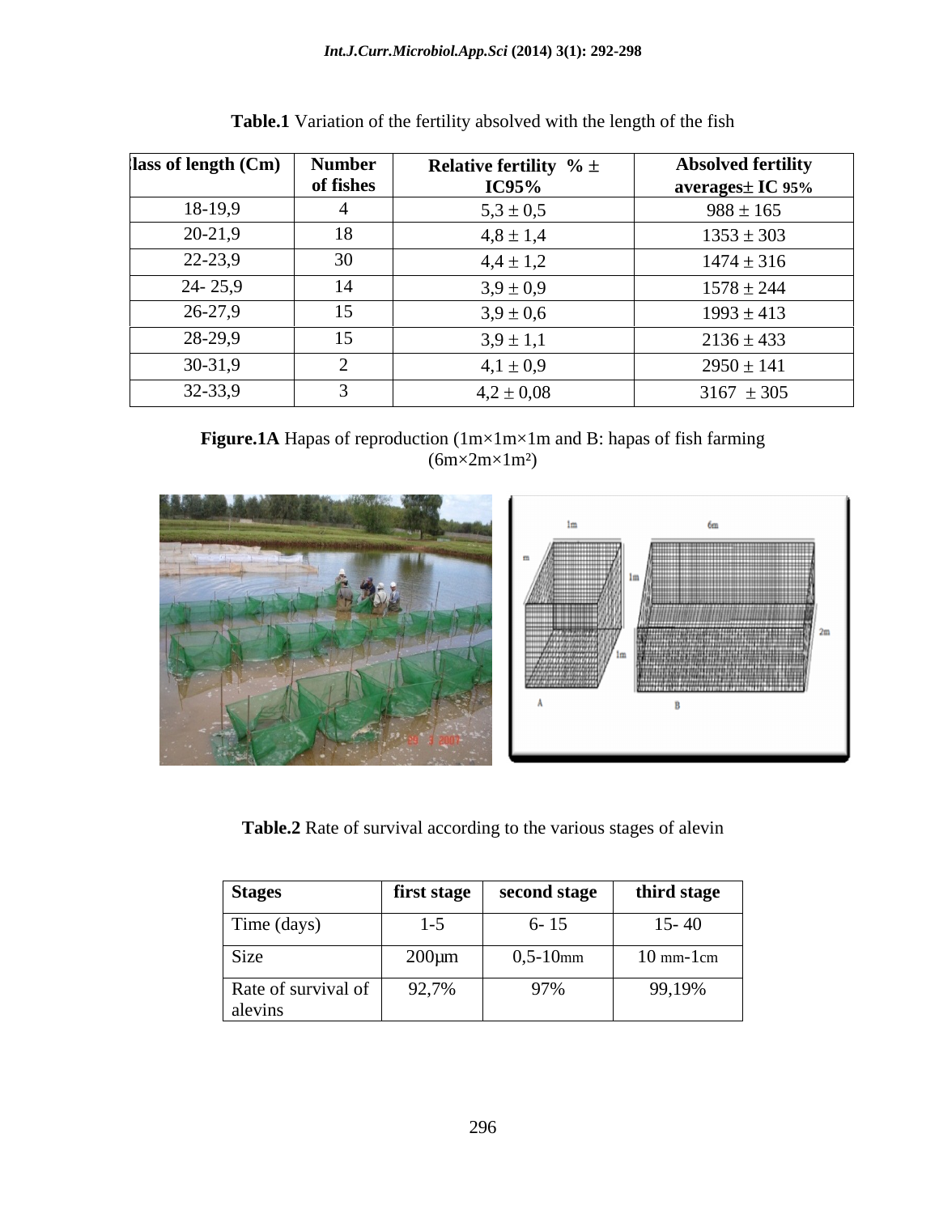**Table.1** Variation of the fertility absolved with the length of the fish

| Class of length (Cm) | Number of fishes | Relative fertility % ± IC95% | Absolved fertility averages± IC 95% |
|---|---|---|---|
| 18-19,9 | 4 | 5,3 ± 0,5 | 988 ± 165 |
| 20-21,9 | 18 | 4,8 ± 1,4 | 1353 ± 303 |
| 22-23,9 | 30 | 4,4 ± 1,2 | 1474 ± 316 |
| 24- 25,9 | 14 | 3,9 ± 0,9 | 1578 ± 244 |
| 26-27,9 | 15 | 3,9 ± 0,6 | 1993 ± 413 |
| 28-29,9 | 15 | 3,9 ± 1,1 | 2136 ± 433 |
| 30-31,9 | 2 | 4,1 ± 0,9 | 2950 ± 141 |
| 32-33,9 | 3 | 4,2 ± 0,08 | 3167 ± 305 |

**Figure.1A** Hapas of reproduction (1m×1m×1m and B: hapas of fish farming (6m×2m×1m²)

**Table.2** Rate of survival according to the various stages of alevin

| Stages | first stage | second stage | third stage |
|---|---|---|---|
| Time (days) | 1-5 | 6- 15 | 15- 40 |
| Size | 200µm | 0,5-10mm | 10 mm-1cm |
| Rate of survival of alevins | 92,7% | 97% | 99,19% |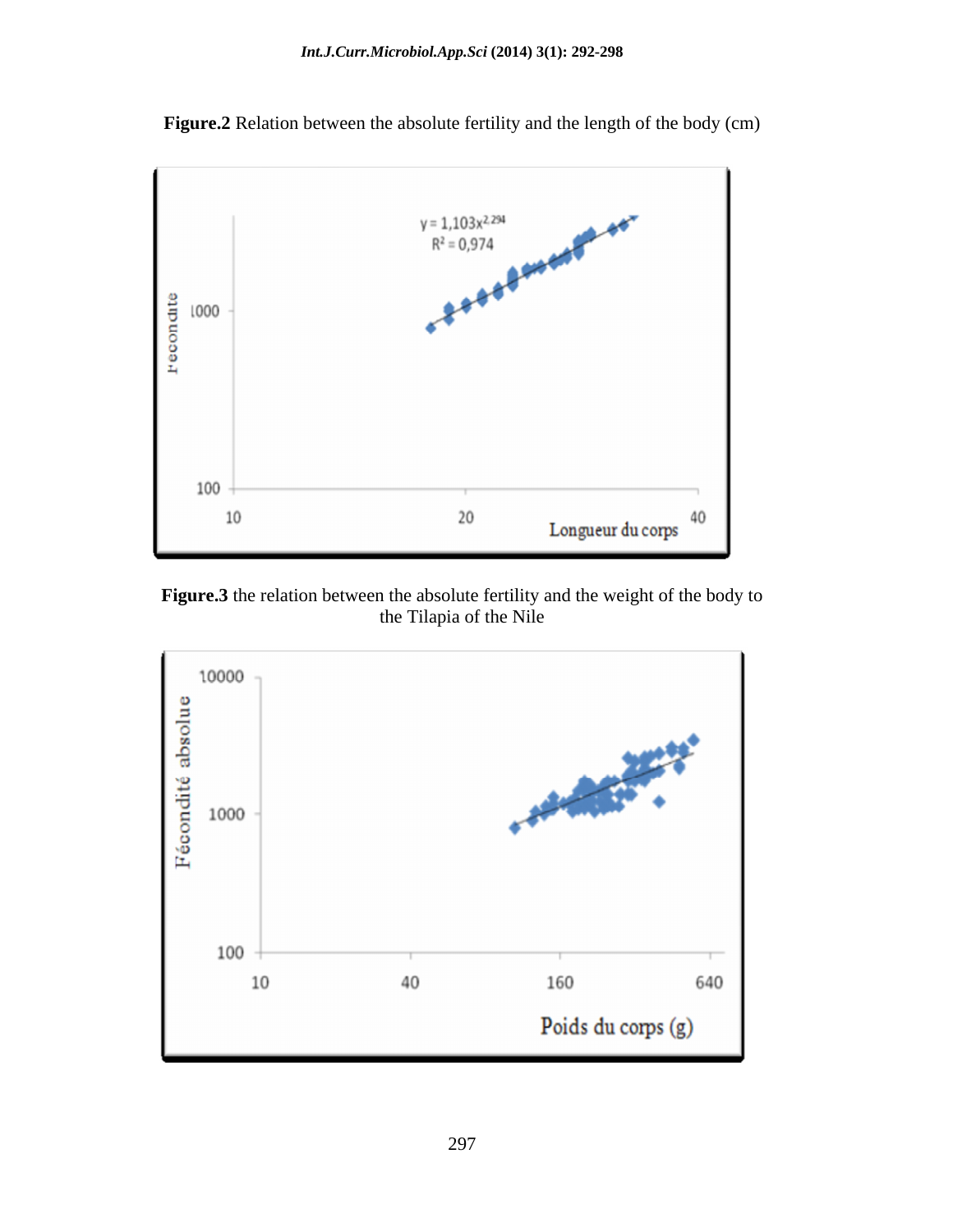**Figure.2** Relation between the absolute fertility and the length of the body (cm)

**Figure.3** the relation between the absolute fertility and the weight of the body to the Tilapia of the Nile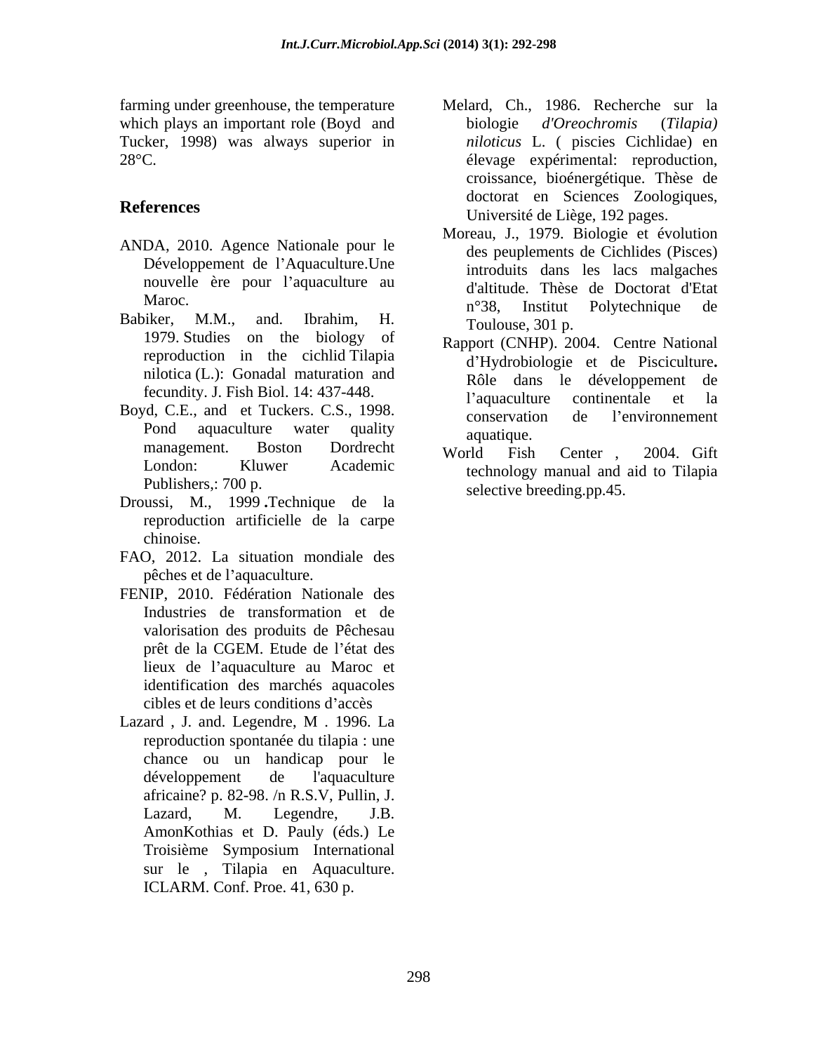farming under greenhouse, the temperature which plays an important role (Boyd and Tucker, 1998) was always superior in 28°C.

## References

ANDA, 2010. Agence Nationale pour le Développement de l'Aquaculture.Une nouvelle ère pour l'aquaculture au Maroc.

Babiker, M.M., and. Ibrahim, H. 1979. Studies on the biology of reproduction in the cichlid Tilapia nilotica (L.): Gonadal maturation and fecundity. J. Fish Biol. 14: 437-448.

Boyd, C.E., and et Tuckers. C.S., 1998. Pond aquaculture water quality management. Boston Dordrecht London: Kluwer Academic Publishers,: 700 p.

Droussi, M., 1999 **.**Technique de la reproduction artificielle de la carpe chinoise.

FAO, 2012. La situation mondiale des pêches et de l'aquaculture.

FENIP, 2010. Fédération Nationale des Industries de transformation et de valorisation des produits de Pêchesau prêt de la CGEM. Etude de l'état des lieux de l'aquaculture au Maroc et identification des marchés aquacoles cibles et de leurs conditions d'accès

Lazard , J. and. Legendre, M . 1996. La reproduction spontanée du tilapia : une chance ou un handicap pour le développement de l'aquaculture africaine? p. 82-98. /n R.S.V, Pullin, J. Lazard, M. Legendre, J.B. AmonKothias et D. Pauly (éds.) Le Troisième Symposium International sur le , Tilapia en Aquaculture. ICLARM. Conf. Proe. 41, 630 p.

Melard, Ch., 1986. Recherche sur la biologie *d'Oreochromis* (*Tilapia) niloticus* L. ( piscies Cichlidae) en élevage expérimental: reproduction, croissance, bioénergétique. Thèse de doctorat en Sciences Zoologiques, Université de Liège, 192 pages.

Moreau, J., 1979. Biologie et évolution des peuplements de Cichlides (Pisces) introduits dans les lacs malgaches d'altitude. Thèse de Doctorat d'Etat n°38, Institut Polytechnique de Toulouse, 301 p.

Rapport (CNHP). 2004. Centre National d'Hydrobiologie et de Pisciculture**.** Rôle dans le développement de l'aquaculture continentale et la conservation de l'environnement aquatique.

World Fish Center , 2004. Gift technology manual and aid to Tilapia selective breeding.pp.45.